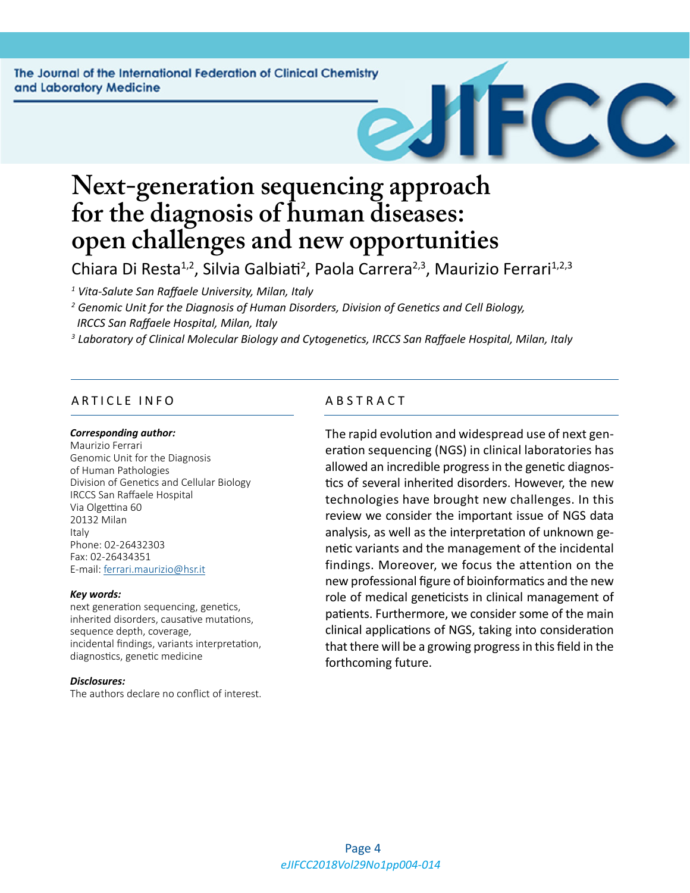# Next-generation sequencing approach for the diagnosis of human diseases: open challenges and new opportunities

Chiara Di Resta[1,2], Silvia Galbiati[2], Paola Carrera[2,3], Maurizio Ferrari[1,2,3]

*[1] Vita-Salute San Raffaele University, Milan, Italy*

*[2] Genomic Unit for the Diagnosis of Human Disorders, Division of Genetics and Cell Biology, IRCCS San Raffaele Hospital, Milan, Italy*

*[3] Laboratory of Clinical Molecular Biology and Cytogenetics, IRCCS San Raffaele Hospital, Milan, Italy*

## ARTICLE INFO

***Corresponding author:***
Maurizio Ferrari
Genomic Unit for the Diagnosis of Human Pathologies
Division of Genetics and Cellular Biology
IRCCS San Raffaele Hospital
Via Olgettina 60
20132 Milan
Italy
Phone: 02-26432303
Fax: 02-26434351
E-mail: ferrari.maurizio@hsr.it

***Key words:***
next generation sequencing, genetics, inherited disorders, causative mutations, sequence depth, coverage, incidental findings, variants interpretation, diagnostics, genetic medicine

***Disclosures:***
The authors declare no conflict of interest.

## ABSTRACT

The rapid evolution and widespread use of next generation sequencing (NGS) in clinical laboratories has allowed an incredible progress in the genetic diagnostics of several inherited disorders. However, the new technologies have brought new challenges. In this review we consider the important issue of NGS data analysis, as well as the interpretation of unknown genetic variants and the management of the incidental findings. Moreover, we focus the attention on the new professional figure of bioinformatics and the new role of medical geneticists in clinical management of patients. Furthermore, we consider some of the main clinical applications of NGS, taking into consideration that there will be a growing progress in this field in the forthcoming future.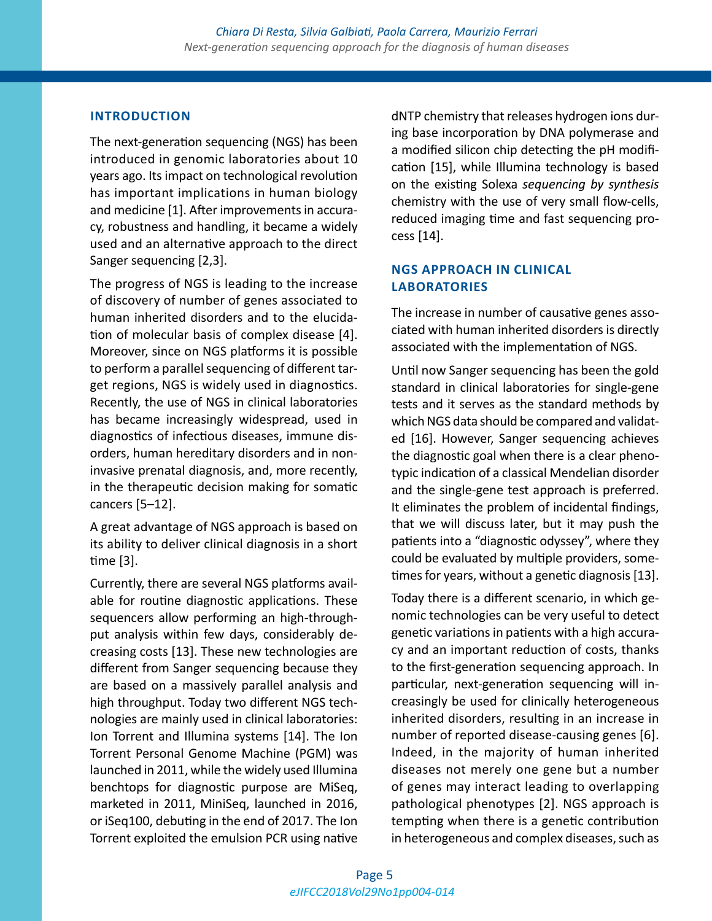## INTRODUCTION

The next-generation sequencing (NGS) has been introduced in genomic laboratories about 10 years ago. Its impact on technological revolution has important implications in human biology and medicine [1]. After improvements in accuracy, robustness and handling, it became a widely used and an alternative approach to the direct Sanger sequencing [2,3].

The progress of NGS is leading to the increase of discovery of number of genes associated to human inherited disorders and to the elucidation of molecular basis of complex disease [4]. Moreover, since on NGS platforms it is possible to perform a parallel sequencing of different target regions, NGS is widely used in diagnostics. Recently, the use of NGS in clinical laboratories has became increasingly widespread, used in diagnostics of infectious diseases, immune disorders, human hereditary disorders and in non-invasive prenatal diagnosis, and, more recently, in the therapeutic decision making for somatic cancers [5–12].

A great advantage of NGS approach is based on its ability to deliver clinical diagnosis in a short time [3].

Currently, there are several NGS platforms available for routine diagnostic applications. These sequencers allow performing an high-throughput analysis within few days, considerably decreasing costs [13]. These new technologies are different from Sanger sequencing because they are based on a massively parallel analysis and high throughput. Today two different NGS technologies are mainly used in clinical laboratories: Ion Torrent and Illumina systems [14]. The Ion Torrent Personal Genome Machine (PGM) was launched in 2011, while the widely used Illumina benchtops for diagnostic purpose are MiSeq, marketed in 2011, MiniSeq, launched in 2016, or iSeq100, debuting in the end of 2017. The Ion Torrent exploited the emulsion PCR using native dNTP chemistry that releases hydrogen ions during base incorporation by DNA polymerase and a modified silicon chip detecting the pH modification [15], while Illumina technology is based on the existing Solexa *sequencing by synthesis* chemistry with the use of very small flow-cells, reduced imaging time and fast sequencing process [14].

## NGS APPROACH IN CLINICAL LABORATORIES

The increase in number of causative genes associated with human inherited disorders is directly associated with the implementation of NGS.

Until now Sanger sequencing has been the gold standard in clinical laboratories for single-gene tests and it serves as the standard methods by which NGS data should be compared and validated [16]. However, Sanger sequencing achieves the diagnostic goal when there is a clear phenotypic indication of a classical Mendelian disorder and the single-gene test approach is preferred. It eliminates the problem of incidental findings, that we will discuss later, but it may push the patients into a "diagnostic odyssey", where they could be evaluated by multiple providers, sometimes for years, without a genetic diagnosis [13].

Today there is a different scenario, in which genomic technologies can be very useful to detect genetic variations in patients with a high accuracy and an important reduction of costs, thanks to the first-generation sequencing approach. In particular, next-generation sequencing will increasingly be used for clinically heterogeneous inherited disorders, resulting in an increase in number of reported disease-causing genes [6]. Indeed, in the majority of human inherited diseases not merely one gene but a number of genes may interact leading to overlapping pathological phenotypes [2]. NGS approach is tempting when there is a genetic contribution in heterogeneous and complex diseases, such as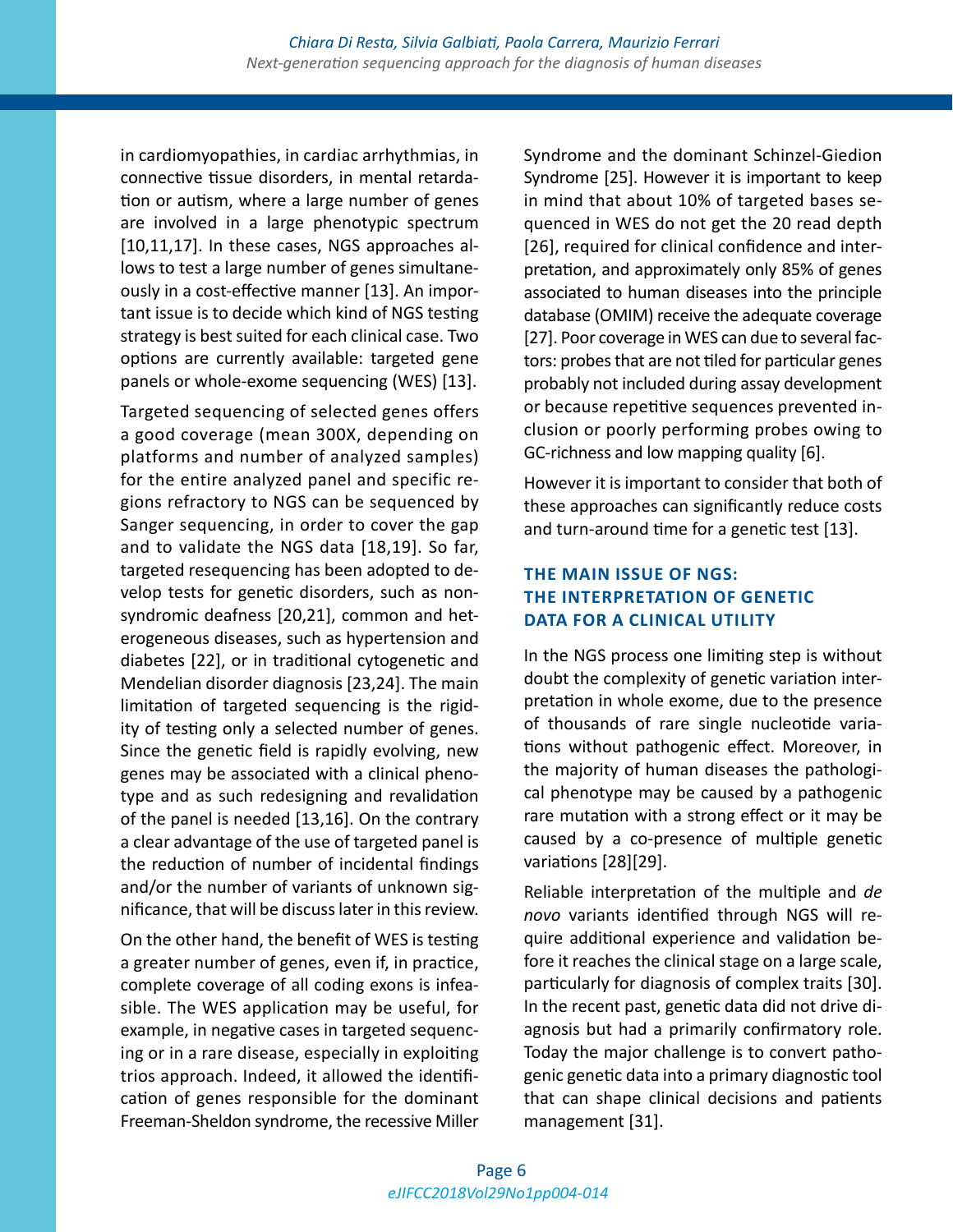in cardiomyopathies, in cardiac arrhythmias, in connective tissue disorders, in mental retardation or autism, where a large number of genes are involved in a large phenotypic spectrum [10,11,17]. In these cases, NGS approaches allows to test a large number of genes simultaneously in a cost-effective manner [13]. An important issue is to decide which kind of NGS testing strategy is best suited for each clinical case. Two options are currently available: targeted gene panels or whole-exome sequencing (WES) [13].

Targeted sequencing of selected genes offers a good coverage (mean 300X, depending on platforms and number of analyzed samples) for the entire analyzed panel and specific regions refractory to NGS can be sequenced by Sanger sequencing, in order to cover the gap and to validate the NGS data [18,19]. So far, targeted resequencing has been adopted to develop tests for genetic disorders, such as nonsyndromic deafness [20,21], common and heterogeneous diseases, such as hypertension and diabetes [22], or in traditional cytogenetic and Mendelian disorder diagnosis [23,24]. The main limitation of targeted sequencing is the rigidity of testing only a selected number of genes. Since the genetic field is rapidly evolving, new genes may be associated with a clinical phenotype and as such redesigning and revalidation of the panel is needed [13,16]. On the contrary a clear advantage of the use of targeted panel is the reduction of number of incidental findings and/or the number of variants of unknown significance, that will be discuss later in this review.

On the other hand, the benefit of WES is testing a greater number of genes, even if, in practice, complete coverage of all coding exons is infeasible. The WES application may be useful, for example, in negative cases in targeted sequencing or in a rare disease, especially in exploiting trios approach. Indeed, it allowed the identification of genes responsible for the dominant Freeman-Sheldon syndrome, the recessive Miller Syndrome and the dominant Schinzel-Giedion Syndrome [25]. However it is important to keep in mind that about 10% of targeted bases sequenced in WES do not get the 20 read depth [26], required for clinical confidence and interpretation, and approximately only 85% of genes associated to human diseases into the principle database (OMIM) receive the adequate coverage [27]. Poor coverage in WES can due to several factors: probes that are not tiled for particular genes probably not included during assay development or because repetitive sequences prevented inclusion or poorly performing probes owing to GC-richness and low mapping quality [6].

However it is important to consider that both of these approaches can significantly reduce costs and turn-around time for a genetic test [13].

## THE MAIN ISSUE OF NGS: THE INTERPRETATION OF GENETIC DATA FOR A CLINICAL UTILITY

In the NGS process one limiting step is without doubt the complexity of genetic variation interpretation in whole exome, due to the presence of thousands of rare single nucleotide variations without pathogenic effect. Moreover, in the majority of human diseases the pathological phenotype may be caused by a pathogenic rare mutation with a strong effect or it may be caused by a co-presence of multiple genetic variations [28][29].

Reliable interpretation of the multiple and *de novo* variants identified through NGS will require additional experience and validation before it reaches the clinical stage on a large scale, particularly for diagnosis of complex traits [30]. In the recent past, genetic data did not drive diagnosis but had a primarily confirmatory role. Today the major challenge is to convert pathogenic genetic data into a primary diagnostic tool that can shape clinical decisions and patients management [31].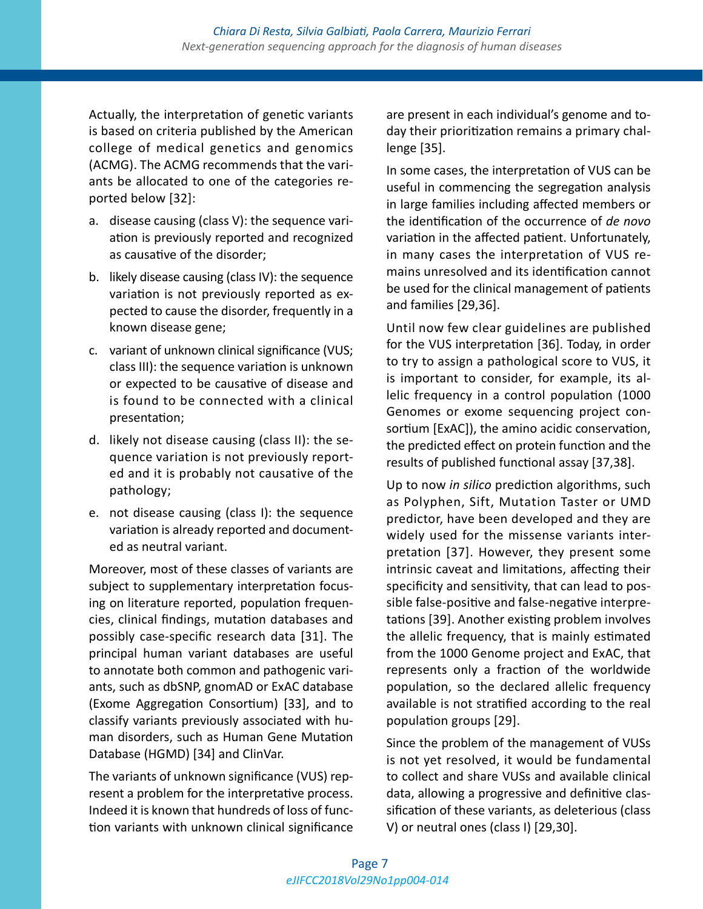Actually, the interpretation of genetic variants is based on criteria published by the American college of medical genetics and genomics (ACMG). The ACMG recommends that the variants be allocated to one of the categories reported below [32]:

a. disease causing (class V): the sequence variation is previously reported and recognized as causative of the disorder;
b. likely disease causing (class IV): the sequence variation is not previously reported as expected to cause the disorder, frequently in a known disease gene;
c. variant of unknown clinical significance (VUS; class III): the sequence variation is unknown or expected to be causative of disease and is found to be connected with a clinical presentation;
d. likely not disease causing (class II): the sequence variation is not previously reported and it is probably not causative of the pathology;
e. not disease causing (class I): the sequence variation is already reported and documented as neutral variant.

Moreover, most of these classes of variants are subject to supplementary interpretation focusing on literature reported, population frequencies, clinical findings, mutation databases and possibly case-specific research data [31]. The principal human variant databases are useful to annotate both common and pathogenic variants, such as dbSNP, gnomAD or ExAC database (Exome Aggregation Consortium) [33], and to classify variants previously associated with human disorders, such as Human Gene Mutation Database (HGMD) [34] and ClinVar.

The variants of unknown significance (VUS) represent a problem for the interpretative process. Indeed it is known that hundreds of loss of function variants with unknown clinical significance are present in each individual's genome and today their prioritization remains a primary challenge [35].

In some cases, the interpretation of VUS can be useful in commencing the segregation analysis in large families including affected members or the identification of the occurrence of *de novo* variation in the affected patient. Unfortunately, in many cases the interpretation of VUS remains unresolved and its identification cannot be used for the clinical management of patients and families [29,36].

Until now few clear guidelines are published for the VUS interpretation [36]. Today, in order to try to assign a pathological score to VUS, it is important to consider, for example, its allelic frequency in a control population (1000 Genomes or exome sequencing project consortium [ExAC]), the amino acidic conservation, the predicted effect on protein function and the results of published functional assay [37,38].

Up to now *in silico* prediction algorithms, such as Polyphen, Sift, Mutation Taster or UMD predictor, have been developed and they are widely used for the missense variants interpretation [37]. However, they present some intrinsic caveat and limitations, affecting their specificity and sensitivity, that can lead to possible false-positive and false-negative interpretations [39]. Another existing problem involves the allelic frequency, that is mainly estimated from the 1000 Genome project and ExAC, that represents only a fraction of the worldwide population, so the declared allelic frequency available is not stratified according to the real population groups [29].

Since the problem of the management of VUSs is not yet resolved, it would be fundamental to collect and share VUSs and available clinical data, allowing a progressive and definitive classification of these variants, as deleterious (class V) or neutral ones (class I) [29,30].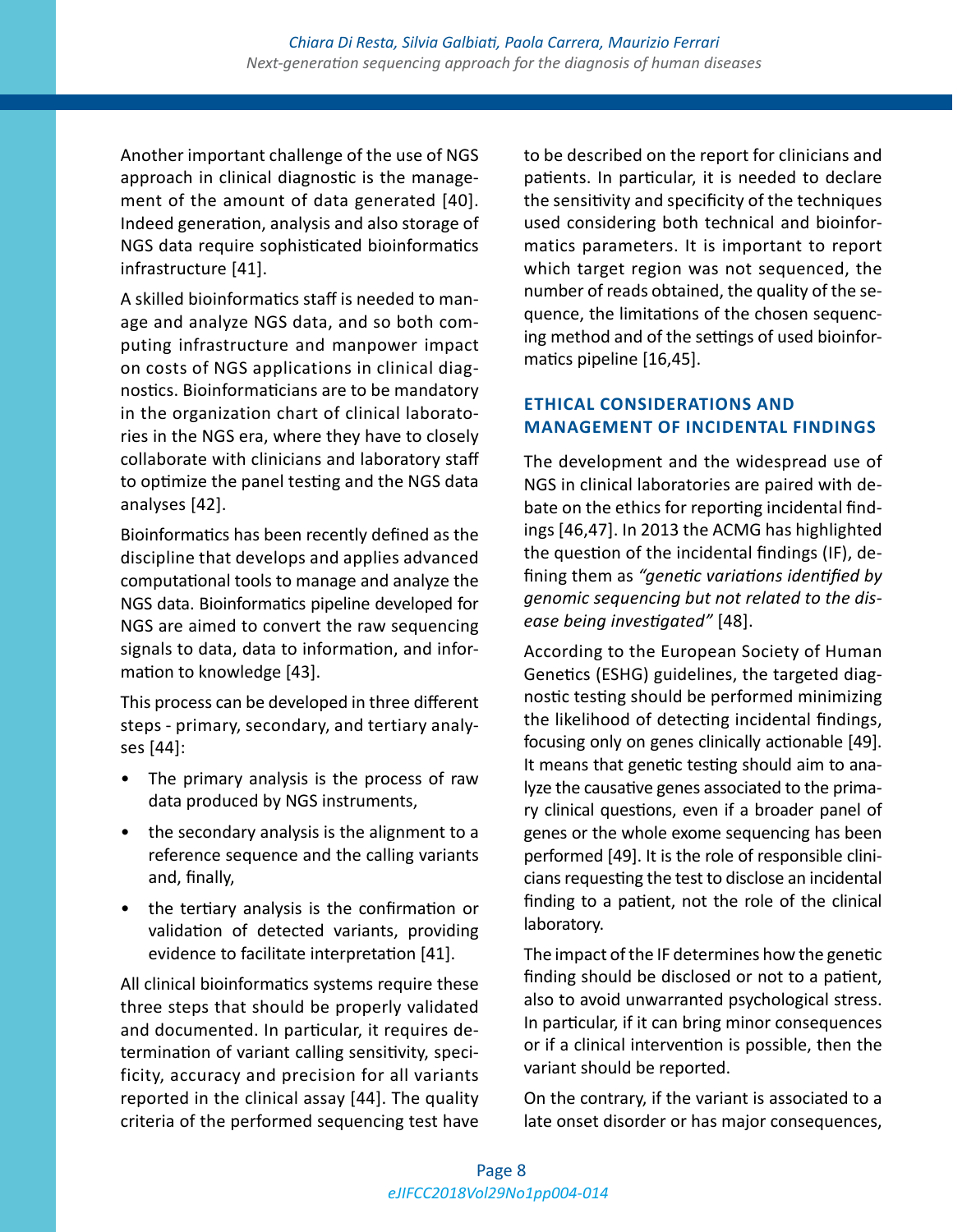Another important challenge of the use of NGS approach in clinical diagnostic is the management of the amount of data generated [40]. Indeed generation, analysis and also storage of NGS data require sophisticated bioinformatics infrastructure [41].

A skilled bioinformatics staff is needed to manage and analyze NGS data, and so both computing infrastructure and manpower impact on costs of NGS applications in clinical diagnostics. Bioinformaticians are to be mandatory in the organization chart of clinical laboratories in the NGS era, where they have to closely collaborate with clinicians and laboratory staff to optimize the panel testing and the NGS data analyses [42].

Bioinformatics has been recently defined as the discipline that develops and applies advanced computational tools to manage and analyze the NGS data. Bioinformatics pipeline developed for NGS are aimed to convert the raw sequencing signals to data, data to information, and information to knowledge [43].

This process can be developed in three different steps - primary, secondary, and tertiary analyses [44]:

- The primary analysis is the process of raw data produced by NGS instruments,
- the secondary analysis is the alignment to a reference sequence and the calling variants and, finally,
- the tertiary analysis is the confirmation or validation of detected variants, providing evidence to facilitate interpretation [41].

All clinical bioinformatics systems require these three steps that should be properly validated and documented. In particular, it requires determination of variant calling sensitivity, specificity, accuracy and precision for all variants reported in the clinical assay [44]. The quality criteria of the performed sequencing test have to be described on the report for clinicians and patients. In particular, it is needed to declare the sensitivity and specificity of the techniques used considering both technical and bioinformatics parameters. It is important to report which target region was not sequenced, the number of reads obtained, the quality of the sequence, the limitations of the chosen sequencing method and of the settings of used bioinformatics pipeline [16,45].

## ETHICAL CONSIDERATIONS AND MANAGEMENT OF INCIDENTAL FINDINGS

The development and the widespread use of NGS in clinical laboratories are paired with debate on the ethics for reporting incidental findings [46,47]. In 2013 the ACMG has highlighted the question of the incidental findings (IF), defining them as *"genetic variations identified by genomic sequencing but not related to the disease being investigated"* [48].

According to the European Society of Human Genetics (ESHG) guidelines, the targeted diagnostic testing should be performed minimizing the likelihood of detecting incidental findings, focusing only on genes clinically actionable [49]. It means that genetic testing should aim to analyze the causative genes associated to the primary clinical questions, even if a broader panel of genes or the whole exome sequencing has been performed [49]. It is the role of responsible clinicians requesting the test to disclose an incidental finding to a patient, not the role of the clinical laboratory.

The impact of the IF determines how the genetic finding should be disclosed or not to a patient, also to avoid unwarranted psychological stress. In particular, if it can bring minor consequences or if a clinical intervention is possible, then the variant should be reported.

On the contrary, if the variant is associated to a late onset disorder or has major consequences,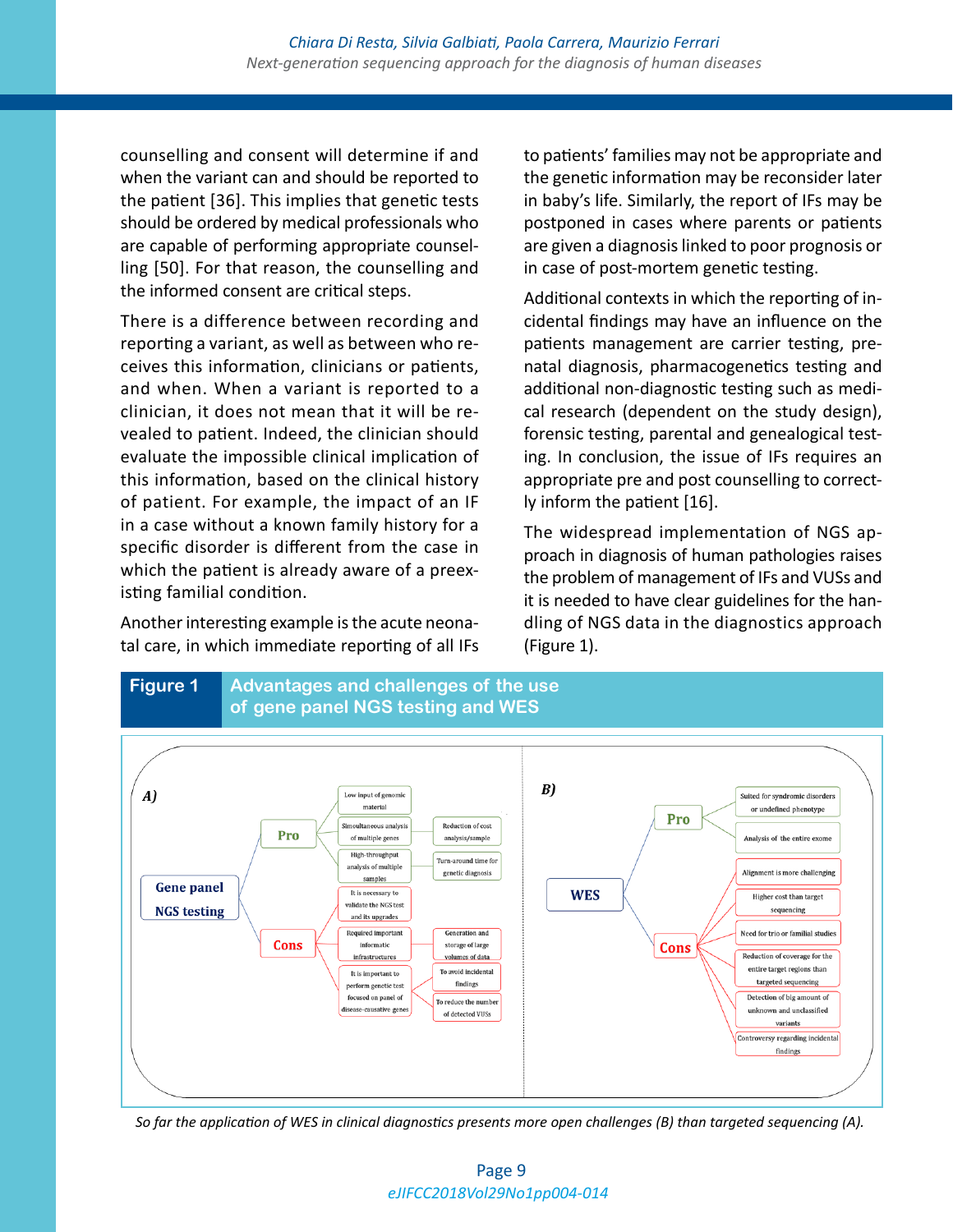counselling and consent will determine if and when the variant can and should be reported to the patient [36]. This implies that genetic tests should be ordered by medical professionals who are capable of performing appropriate counselling [50]. For that reason, the counselling and the informed consent are critical steps.

There is a difference between recording and reporting a variant, as well as between who receives this information, clinicians or patients, and when. When a variant is reported to a clinician, it does not mean that it will be revealed to patient. Indeed, the clinician should evaluate the impossible clinical implication of this information, based on the clinical history of patient. For example, the impact of an IF in a case without a known family history for a specific disorder is different from the case in which the patient is already aware of a preexisting familial condition.

Another interesting example is the acute neonatal care, in which immediate reporting of all IFs to patients' families may not be appropriate and the genetic information may be reconsider later in baby's life. Similarly, the report of IFs may be postponed in cases where parents or patients are given a diagnosis linked to poor prognosis or in case of post-mortem genetic testing.

Additional contexts in which the reporting of incidental findings may have an influence on the patients management are carrier testing, prenatal diagnosis, pharmacogenetics testing and additional non-diagnostic testing such as medical research (dependent on the study design), forensic testing, parental and genealogical testing. In conclusion, the issue of IFs requires an appropriate pre and post counselling to correctly inform the patient [16].

The widespread implementation of NGS approach in diagnosis of human pathologies raises the problem of management of IFs and VUSs and it is needed to have clear guidelines for the handling of NGS data in the diagnostics approach (Figure 1).

**Figure 1** Advantages and challenges of the use of gene panel NGS testing and WES

*A)* Gene panel NGS testing
- Pro
  - Low input of genomic material
  - Simoultaneous analysis of multiple genes
  - High-throughput analysis of multiple samples
  - Reduction of cost analysis/sample
  - Turn-around time for genetic diagnosis
- Cons
  - It is necessary to validate the NGS test and its upgrades
  - Required important informatic infrastructures
  - Generation and storage of large volumes of data
  - It is important to perform genetic test focused on panel of disease-causative genes
  - To avoid incidental findings
  - To reduce the number of detected VUSs

*B)* WES
- Pro
  - Suited for syndromic disorders or undefined phenotype
  - Analysis of the entire exome
- Cons
  - Alignment is more challenging
  - Higher cost than target sequencing
  - Need for trio or familial studies
  - Reduction of coverage for the entire target regions than targeted sequencing
  - Detection of big amount of unknown and unclassified variants
  - Controversy regarding incidental findings

*So far the application of WES in clinical diagnostics presents more open challenges (B) than targeted sequencing (A).*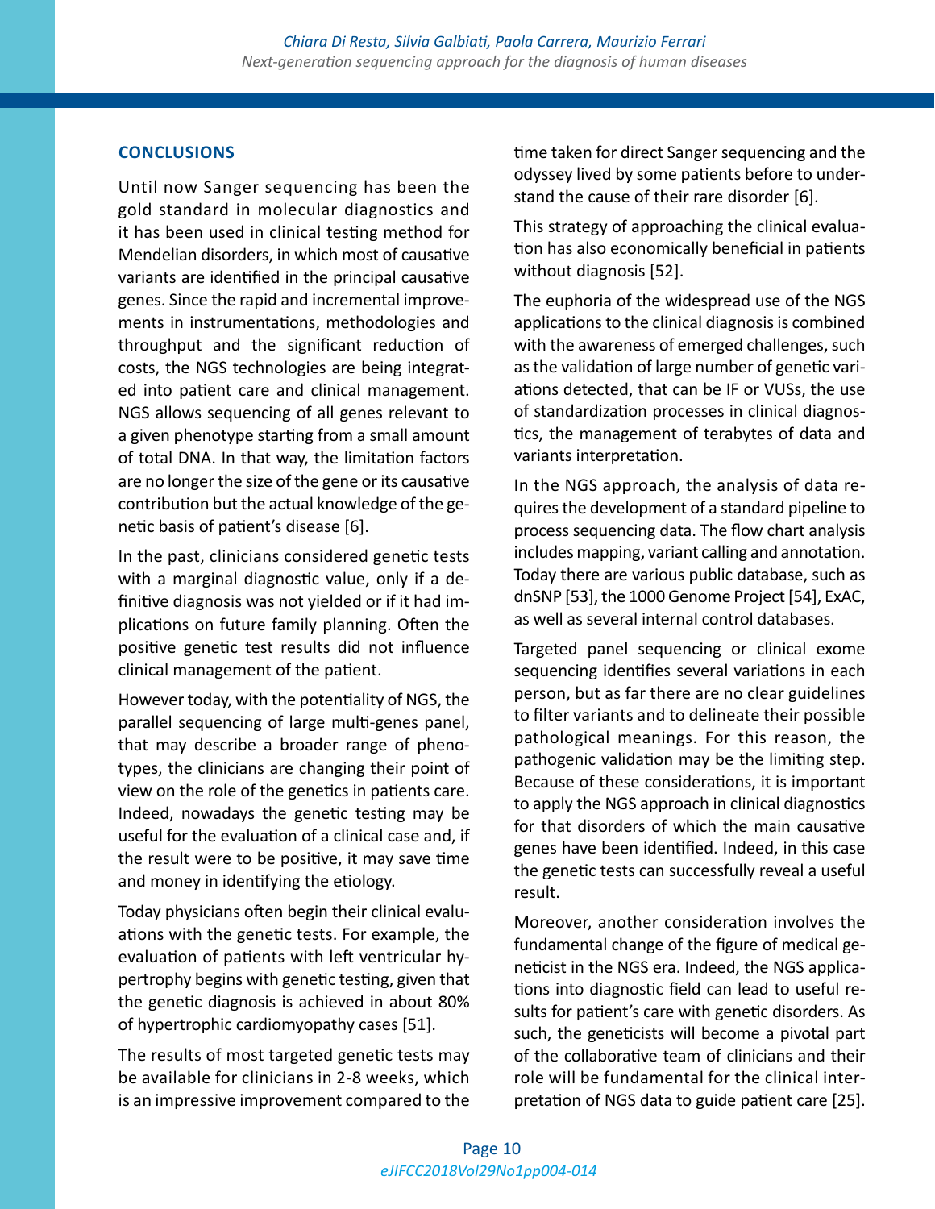## CONCLUSIONS

Until now Sanger sequencing has been the gold standard in molecular diagnostics and it has been used in clinical testing method for Mendelian disorders, in which most of causative variants are identified in the principal causative genes. Since the rapid and incremental improvements in instrumentations, methodologies and throughput and the significant reduction of costs, the NGS technologies are being integrated into patient care and clinical management. NGS allows sequencing of all genes relevant to a given phenotype starting from a small amount of total DNA. In that way, the limitation factors are no longer the size of the gene or its causative contribution but the actual knowledge of the genetic basis of patient's disease [6].

In the past, clinicians considered genetic tests with a marginal diagnostic value, only if a definitive diagnosis was not yielded or if it had implications on future family planning. Often the positive genetic test results did not influence clinical management of the patient.

However today, with the potentiality of NGS, the parallel sequencing of large multi-genes panel, that may describe a broader range of phenotypes, the clinicians are changing their point of view on the role of the genetics in patients care. Indeed, nowadays the genetic testing may be useful for the evaluation of a clinical case and, if the result were to be positive, it may save time and money in identifying the etiology.

Today physicians often begin their clinical evaluations with the genetic tests. For example, the evaluation of patients with left ventricular hypertrophy begins with genetic testing, given that the genetic diagnosis is achieved in about 80% of hypertrophic cardiomyopathy cases [51].

The results of most targeted genetic tests may be available for clinicians in 2-8 weeks, which is an impressive improvement compared to the time taken for direct Sanger sequencing and the odyssey lived by some patients before to understand the cause of their rare disorder [6].

This strategy of approaching the clinical evaluation has also economically beneficial in patients without diagnosis [52].

The euphoria of the widespread use of the NGS applications to the clinical diagnosis is combined with the awareness of emerged challenges, such as the validation of large number of genetic variations detected, that can be IF or VUSs, the use of standardization processes in clinical diagnostics, the management of terabytes of data and variants interpretation.

In the NGS approach, the analysis of data requires the development of a standard pipeline to process sequencing data. The flow chart analysis includes mapping, variant calling and annotation. Today there are various public database, such as dnSNP [53], the 1000 Genome Project [54], ExAC, as well as several internal control databases.

Targeted panel sequencing or clinical exome sequencing identifies several variations in each person, but as far there are no clear guidelines to filter variants and to delineate their possible pathological meanings. For this reason, the pathogenic validation may be the limiting step. Because of these considerations, it is important to apply the NGS approach in clinical diagnostics for that disorders of which the main causative genes have been identified. Indeed, in this case the genetic tests can successfully reveal a useful result.

Moreover, another consideration involves the fundamental change of the figure of medical geneticist in the NGS era. Indeed, the NGS applications into diagnostic field can lead to useful results for patient's care with genetic disorders. As such, the geneticists will become a pivotal part of the collaborative team of clinicians and their role will be fundamental for the clinical interpretation of NGS data to guide patient care [25].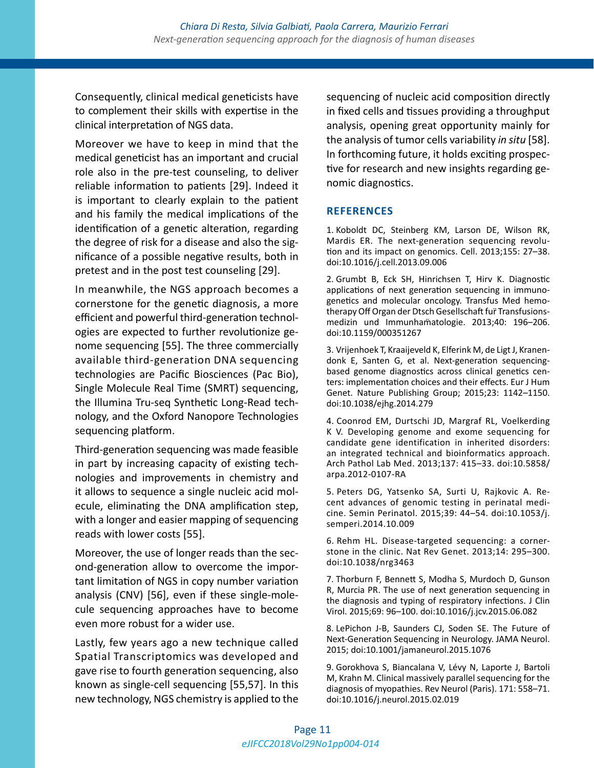Consequently, clinical medical geneticists have to complement their skills with expertise in the clinical interpretation of NGS data.

Moreover we have to keep in mind that the medical geneticist has an important and crucial role also in the pre-test counseling, to deliver reliable information to patients [29]. Indeed it is important to clearly explain to the patient and his family the medical implications of the identification of a genetic alteration, regarding the degree of risk for a disease and also the significance of a possible negative results, both in pretest and in the post test counseling [29].

In meanwhile, the NGS approach becomes a cornerstone for the genetic diagnosis, a more efficient and powerful third-generation technologies are expected to further revolutionize genome sequencing [55]. The three commercially available third-generation DNA sequencing technologies are Pacific Biosciences (Pac Bio), Single Molecule Real Time (SMRT) sequencing, the Illumina Tru-seq Synthetic Long-Read technology, and the Oxford Nanopore Technologies sequencing platform.

Third-generation sequencing was made feasible in part by increasing capacity of existing technologies and improvements in chemistry and it allows to sequence a single nucleic acid molecule, eliminating the DNA amplification step, with a longer and easier mapping of sequencing reads with lower costs [55].

Moreover, the use of longer reads than the second-generation allow to overcome the important limitation of NGS in copy number variation analysis (CNV) [56], even if these single-molecule sequencing approaches have to become even more robust for a wider use.

Lastly, few years ago a new technique called Spatial Transcriptomics was developed and gave rise to fourth generation sequencing, also known as single-cell sequencing [55,57]. In this new technology, NGS chemistry is applied to the sequencing of nucleic acid composition directly in fixed cells and tissues providing a throughput analysis, opening great opportunity mainly for the analysis of tumor cells variability *in situ* [58]. In forthcoming future, it holds exciting prospective for research and new insights regarding genomic diagnostics.

## REFERENCES

1. Koboldt DC, Steinberg KM, Larson DE, Wilson RK, Mardis ER. The next-generation sequencing revolution and its impact on genomics. Cell. 2013;155: 27–38. doi:10.1016/j.cell.2013.09.006

2. Grumbt B, Eck SH, Hinrichsen T, Hirv K. Diagnostic applications of next generation sequencing in immunogenetics and molecular oncology. Transfus Med hemotherapy Off Organ der Dtsch Gesellschaft fuř Transfusionsmedizin und Immunhaṁatologie. 2013;40: 196–206. doi:10.1159/000351267

3. Vrijenhoek T, Kraaijeveld K, Elferink M, de Ligt J, Kranendonk E, Santen G, et al. Next-generation sequencing-based genome diagnostics across clinical genetics centers: implementation choices and their effects. Eur J Hum Genet. Nature Publishing Group; 2015;23: 1142–1150. doi:10.1038/ejhg.2014.279

4. Coonrod EM, Durtschi JD, Margraf RL, Voelkerding K V. Developing genome and exome sequencing for candidate gene identification in inherited disorders: an integrated technical and bioinformatics approach. Arch Pathol Lab Med. 2013;137: 415–33. doi:10.5858/arpa.2012-0107-RA

5. Peters DG, Yatsenko SA, Surti U, Rajkovic A. Recent advances of genomic testing in perinatal medicine. Semin Perinatol. 2015;39: 44–54. doi:10.1053/j.semperi.2014.10.009

6. Rehm HL. Disease-targeted sequencing: a cornerstone in the clinic. Nat Rev Genet. 2013;14: 295–300. doi:10.1038/nrg3463

7. Thorburn F, Bennett S, Modha S, Murdoch D, Gunson R, Murcia PR. The use of next generation sequencing in the diagnosis and typing of respiratory infections. J Clin Virol. 2015;69: 96–100. doi:10.1016/j.jcv.2015.06.082

8. LePichon J-B, Saunders CJ, Soden SE. The Future of Next-Generation Sequencing in Neurology. JAMA Neurol. 2015; doi:10.1001/jamaneurol.2015.1076

9. Gorokhova S, Biancalana V, Lévy N, Laporte J, Bartoli M, Krahn M. Clinical massively parallel sequencing for the diagnosis of myopathies. Rev Neurol (Paris). 171: 558–71. doi:10.1016/j.neurol.2015.02.019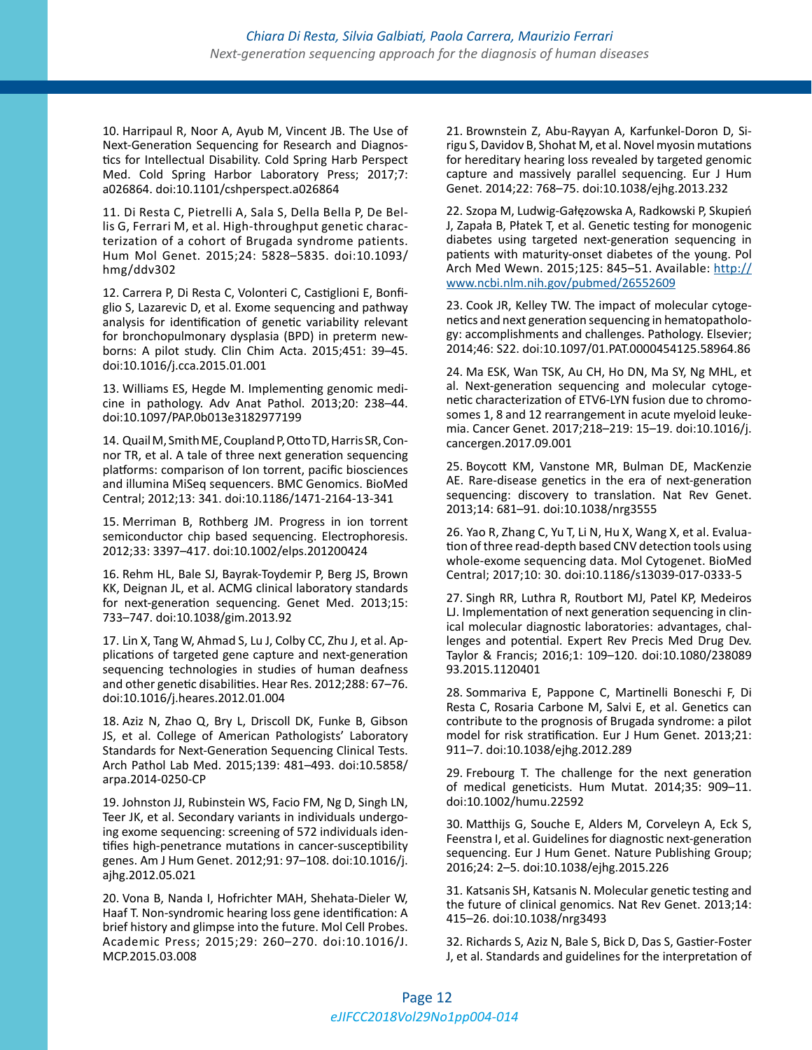10. Harripaul R, Noor A, Ayub M, Vincent JB. The Use of Next-Generation Sequencing for Research and Diagnostics for Intellectual Disability. Cold Spring Harb Perspect Med. Cold Spring Harbor Laboratory Press; 2017;7: a026864. doi:10.1101/cshperspect.a026864

11. Di Resta C, Pietrelli A, Sala S, Della Bella P, De Bellis G, Ferrari M, et al. High-throughput genetic characterization of a cohort of Brugada syndrome patients. Hum Mol Genet. 2015;24: 5828–5835. doi:10.1093/hmg/ddv302

12. Carrera P, Di Resta C, Volonteri C, Castiglioni E, Bonfiglio S, Lazarevic D, et al. Exome sequencing and pathway analysis for identification of genetic variability relevant for bronchopulmonary dysplasia (BPD) in preterm newborns: A pilot study. Clin Chim Acta. 2015;451: 39–45. doi:10.1016/j.cca.2015.01.001

13. Williams ES, Hegde M. Implementing genomic medicine in pathology. Adv Anat Pathol. 2013;20: 238–44. doi:10.1097/PAP.0b013e3182977199

14. Quail M, Smith ME, Coupland P, Otto TD, Harris SR, Connor TR, et al. A tale of three next generation sequencing platforms: comparison of Ion torrent, pacific biosciences and illumina MiSeq sequencers. BMC Genomics. BioMed Central; 2012;13: 341. doi:10.1186/1471-2164-13-341

15. Merriman B, Rothberg JM. Progress in ion torrent semiconductor chip based sequencing. Electrophoresis. 2012;33: 3397–417. doi:10.1002/elps.201200424

16. Rehm HL, Bale SJ, Bayrak-Toydemir P, Berg JS, Brown KK, Deignan JL, et al. ACMG clinical laboratory standards for next-generation sequencing. Genet Med. 2013;15: 733–747. doi:10.1038/gim.2013.92

17. Lin X, Tang W, Ahmad S, Lu J, Colby CC, Zhu J, et al. Applications of targeted gene capture and next-generation sequencing technologies in studies of human deafness and other genetic disabilities. Hear Res. 2012;288: 67–76. doi:10.1016/j.heares.2012.01.004

18. Aziz N, Zhao Q, Bry L, Driscoll DK, Funke B, Gibson JS, et al. College of American Pathologists' Laboratory Standards for Next-Generation Sequencing Clinical Tests. Arch Pathol Lab Med. 2015;139: 481–493. doi:10.5858/arpa.2014-0250-CP

19. Johnston JJ, Rubinstein WS, Facio FM, Ng D, Singh LN, Teer JK, et al. Secondary variants in individuals undergoing exome sequencing: screening of 572 individuals identifies high-penetrance mutations in cancer-susceptibility genes. Am J Hum Genet. 2012;91: 97–108. doi:10.1016/j.ajhg.2012.05.021

20. Vona B, Nanda I, Hofrichter MAH, Shehata-Dieler W, Haaf T. Non-syndromic hearing loss gene identification: A brief history and glimpse into the future. Mol Cell Probes. Academic Press; 2015;29: 260–270. doi:10.1016/J.MCP.2015.03.008

21. Brownstein Z, Abu-Rayyan A, Karfunkel-Doron D, Sirigu S, Davidov B, Shohat M, et al. Novel myosin mutations for hereditary hearing loss revealed by targeted genomic capture and massively parallel sequencing. Eur J Hum Genet. 2014;22: 768–75. doi:10.1038/ejhg.2013.232

22. Szopa M, Ludwig-Gałęzowska A, Radkowski P, Skupień J, Zapała B, Płatek T, et al. Genetic testing for monogenic diabetes using targeted next-generation sequencing in patients with maturity-onset diabetes of the young. Pol Arch Med Wewn. 2015;125: 845–51. Available: http://www.ncbi.nlm.nih.gov/pubmed/26552609

23. Cook JR, Kelley TW. The impact of molecular cytogenetics and next generation sequencing in hematopathology: accomplishments and challenges. Pathology. Elsevier; 2014;46: S22. doi:10.1097/01.PAT.0000454125.58964.86

24. Ma ESK, Wan TSK, Au CH, Ho DN, Ma SY, Ng MHL, et al. Next-generation sequencing and molecular cytogenetic characterization of ETV6-LYN fusion due to chromosomes 1, 8 and 12 rearrangement in acute myeloid leukemia. Cancer Genet. 2017;218–219: 15–19. doi:10.1016/j.cancergen.2017.09.001

25. Boycott KM, Vanstone MR, Bulman DE, MacKenzie AE. Rare-disease genetics in the era of next-generation sequencing: discovery to translation. Nat Rev Genet. 2013;14: 681–91. doi:10.1038/nrg3555

26. Yao R, Zhang C, Yu T, Li N, Hu X, Wang X, et al. Evaluation of three read-depth based CNV detection tools using whole-exome sequencing data. Mol Cytogenet. BioMed Central; 2017;10: 30. doi:10.1186/s13039-017-0333-5

27. Singh RR, Luthra R, Routbort MJ, Patel KP, Medeiros LJ. Implementation of next generation sequencing in clinical molecular diagnostic laboratories: advantages, challenges and potential. Expert Rev Precis Med Drug Dev. Taylor & Francis; 2016;1: 109–120. doi:10.1080/23808993.2015.1120401

28. Sommariva E, Pappone C, Martinelli Boneschi F, Di Resta C, Rosaria Carbone M, Salvi E, et al. Genetics can contribute to the prognosis of Brugada syndrome: a pilot model for risk stratification. Eur J Hum Genet. 2013;21: 911–7. doi:10.1038/ejhg.2012.289

29. Frebourg T. The challenge for the next generation of medical geneticists. Hum Mutat. 2014;35: 909–11. doi:10.1002/humu.22592

30. Matthijs G, Souche E, Alders M, Corveleyn A, Eck S, Feenstra I, et al. Guidelines for diagnostic next-generation sequencing. Eur J Hum Genet. Nature Publishing Group; 2016;24: 2–5. doi:10.1038/ejhg.2015.226

31. Katsanis SH, Katsanis N. Molecular genetic testing and the future of clinical genomics. Nat Rev Genet. 2013;14: 415–26. doi:10.1038/nrg3493

32. Richards S, Aziz N, Bale S, Bick D, Das S, Gastier-Foster J, et al. Standards and guidelines for the interpretation of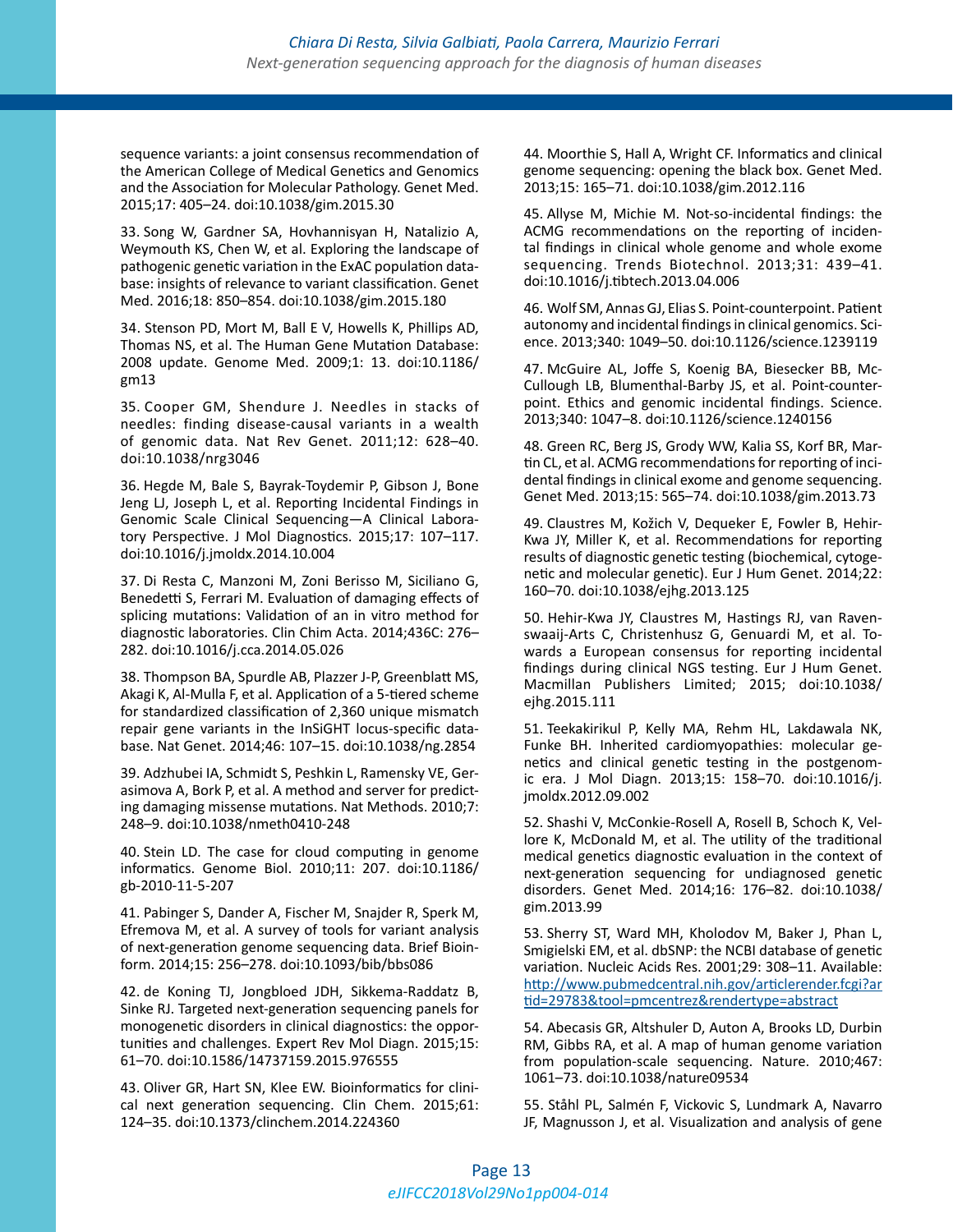sequence variants: a joint consensus recommendation of the American College of Medical Genetics and Genomics and the Association for Molecular Pathology. Genet Med. 2015;17: 405–24. doi:10.1038/gim.2015.30

33. Song W, Gardner SA, Hovhannisyan H, Natalizio A, Weymouth KS, Chen W, et al. Exploring the landscape of pathogenic genetic variation in the ExAC population database: insights of relevance to variant classification. Genet Med. 2016;18: 850–854. doi:10.1038/gim.2015.180

34. Stenson PD, Mort M, Ball E V, Howells K, Phillips AD, Thomas NS, et al. The Human Gene Mutation Database: 2008 update. Genome Med. 2009;1: 13. doi:10.1186/gm13

35. Cooper GM, Shendure J. Needles in stacks of needles: finding disease-causal variants in a wealth of genomic data. Nat Rev Genet. 2011;12: 628–40. doi:10.1038/nrg3046

36. Hegde M, Bale S, Bayrak-Toydemir P, Gibson J, Bone Jeng LJ, Joseph L, et al. Reporting Incidental Findings in Genomic Scale Clinical Sequencing—A Clinical Laboratory Perspective. J Mol Diagnostics. 2015;17: 107–117. doi:10.1016/j.jmoldx.2014.10.004

37. Di Resta C, Manzoni M, Zoni Berisso M, Siciliano G, Benedetti S, Ferrari M. Evaluation of damaging effects of splicing mutations: Validation of an in vitro method for diagnostic laboratories. Clin Chim Acta. 2014;436C: 276–282. doi:10.1016/j.cca.2014.05.026

38. Thompson BA, Spurdle AB, Plazzer J-P, Greenblatt MS, Akagi K, Al-Mulla F, et al. Application of a 5-tiered scheme for standardized classification of 2,360 unique mismatch repair gene variants in the InSiGHT locus-specific database. Nat Genet. 2014;46: 107–15. doi:10.1038/ng.2854

39. Adzhubei IA, Schmidt S, Peshkin L, Ramensky VE, Gerasimova A, Bork P, et al. A method and server for predicting damaging missense mutations. Nat Methods. 2010;7: 248–9. doi:10.1038/nmeth0410-248

40. Stein LD. The case for cloud computing in genome informatics. Genome Biol. 2010;11: 207. doi:10.1186/gb-2010-11-5-207

41. Pabinger S, Dander A, Fischer M, Snajder R, Sperk M, Efremova M, et al. A survey of tools for variant analysis of next-generation genome sequencing data. Brief Bioinform. 2014;15: 256–278. doi:10.1093/bib/bbs086

42. de Koning TJ, Jongbloed JDH, Sikkema-Raddatz B, Sinke RJ. Targeted next-generation sequencing panels for monogenetic disorders in clinical diagnostics: the opportunities and challenges. Expert Rev Mol Diagn. 2015;15: 61–70. doi:10.1586/14737159.2015.976555

43. Oliver GR, Hart SN, Klee EW. Bioinformatics for clinical next generation sequencing. Clin Chem. 2015;61: 124–35. doi:10.1373/clinchem.2014.224360

44. Moorthie S, Hall A, Wright CF. Informatics and clinical genome sequencing: opening the black box. Genet Med. 2013;15: 165–71. doi:10.1038/gim.2012.116

45. Allyse M, Michie M. Not-so-incidental findings: the ACMG recommendations on the reporting of incidental findings in clinical whole genome and whole exome sequencing. Trends Biotechnol. 2013;31: 439–41. doi:10.1016/j.tibtech.2013.04.006

46. Wolf SM, Annas GJ, Elias S. Point-counterpoint. Patient autonomy and incidental findings in clinical genomics. Science. 2013;340: 1049–50. doi:10.1126/science.1239119

47. McGuire AL, Joffe S, Koenig BA, Biesecker BB, McCullough LB, Blumenthal-Barby JS, et al. Point-counterpoint. Ethics and genomic incidental findings. Science. 2013;340: 1047–8. doi:10.1126/science.1240156

48. Green RC, Berg JS, Grody WW, Kalia SS, Korf BR, Martin CL, et al. ACMG recommendations for reporting of incidental findings in clinical exome and genome sequencing. Genet Med. 2013;15: 565–74. doi:10.1038/gim.2013.73

49. Claustres M, Kožich V, Dequeker E, Fowler B, Hehir-Kwa JY, Miller K, et al. Recommendations for reporting results of diagnostic genetic testing (biochemical, cytogenetic and molecular genetic). Eur J Hum Genet. 2014;22: 160–70. doi:10.1038/ejhg.2013.125

50. Hehir-Kwa JY, Claustres M, Hastings RJ, van Ravenswaaij-Arts C, Christenhusz G, Genuardi M, et al. Towards a European consensus for reporting incidental findings during clinical NGS testing. Eur J Hum Genet. Macmillan Publishers Limited; 2015; doi:10.1038/ejhg.2015.111

51. Teekakirikul P, Kelly MA, Rehm HL, Lakdawala NK, Funke BH. Inherited cardiomyopathies: molecular genetics and clinical genetic testing in the postgenomic era. J Mol Diagn. 2013;15: 158–70. doi:10.1016/j.jmoldx.2012.09.002

52. Shashi V, McConkie-Rosell A, Rosell B, Schoch K, Vellore K, McDonald M, et al. The utility of the traditional medical genetics diagnostic evaluation in the context of next-generation sequencing for undiagnosed genetic disorders. Genet Med. 2014;16: 176–82. doi:10.1038/gim.2013.99

53. Sherry ST, Ward MH, Kholodov M, Baker J, Phan L, Smigielski EM, et al. dbSNP: the NCBI database of genetic variation. Nucleic Acids Res. 2001;29: 308–11. Available: http://www.pubmedcentral.nih.gov/articlerender.fcgi?artid=29783&tool=pmcentrez&rendertype=abstract

54. Abecasis GR, Altshuler D, Auton A, Brooks LD, Durbin RM, Gibbs RA, et al. A map of human genome variation from population-scale sequencing. Nature. 2010;467: 1061–73. doi:10.1038/nature09534

55. Ståhl PL, Salmén F, Vickovic S, Lundmark A, Navarro JF, Magnusson J, et al. Visualization and analysis of gene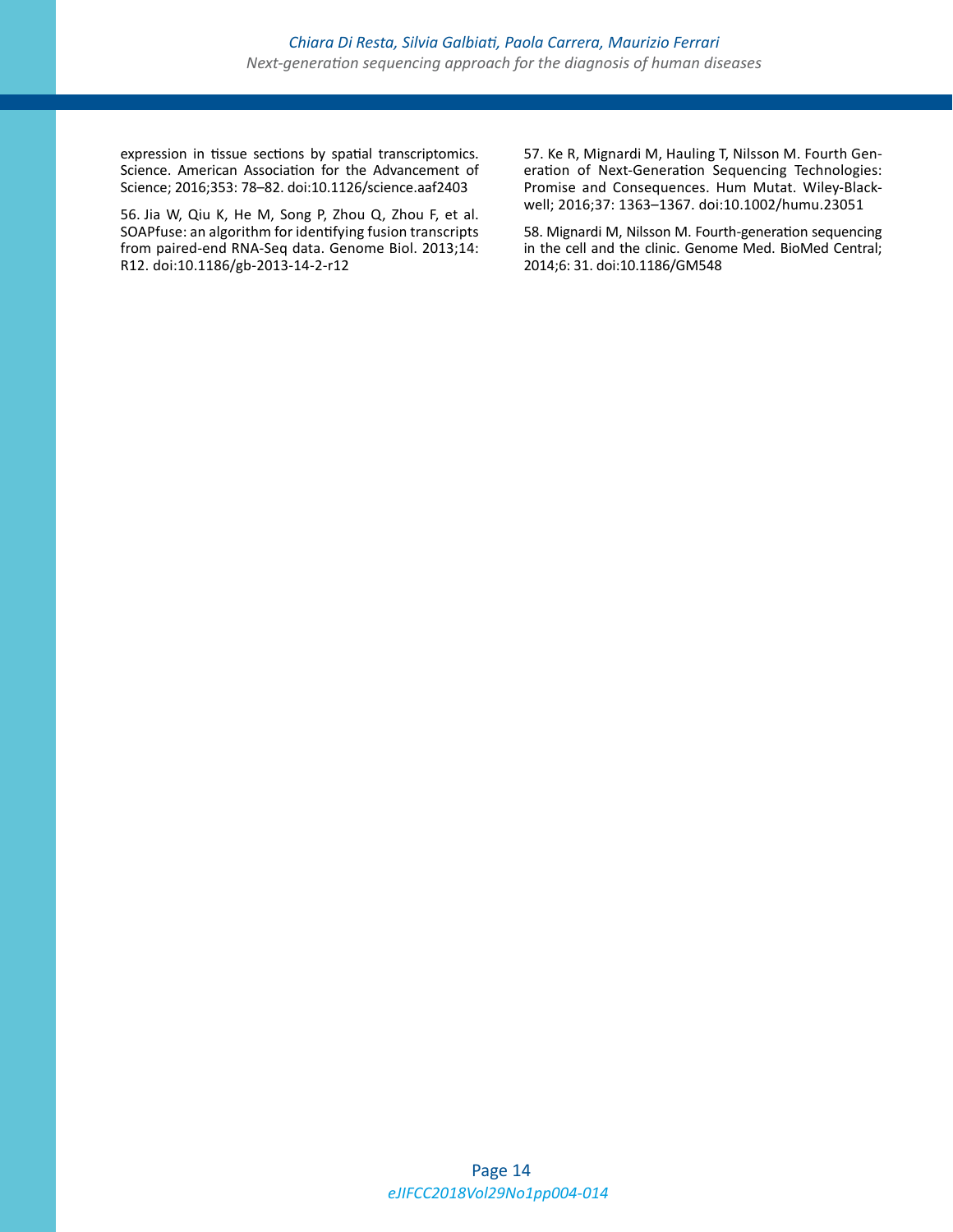expression in tissue sections by spatial transcriptomics. Science. American Association for the Advancement of Science; 2016;353: 78–82. doi:10.1126/science.aaf2403

56. Jia W, Qiu K, He M, Song P, Zhou Q, Zhou F, et al. SOAPfuse: an algorithm for identifying fusion transcripts from paired-end RNA-Seq data. Genome Biol. 2013;14: R12. doi:10.1186/gb-2013-14-2-r12

57. Ke R, Mignardi M, Hauling T, Nilsson M. Fourth Generation of Next-Generation Sequencing Technologies: Promise and Consequences. Hum Mutat. Wiley-Blackwell; 2016;37: 1363–1367. doi:10.1002/humu.23051

58. Mignardi M, Nilsson M. Fourth-generation sequencing in the cell and the clinic. Genome Med. BioMed Central; 2014;6: 31. doi:10.1186/GM548